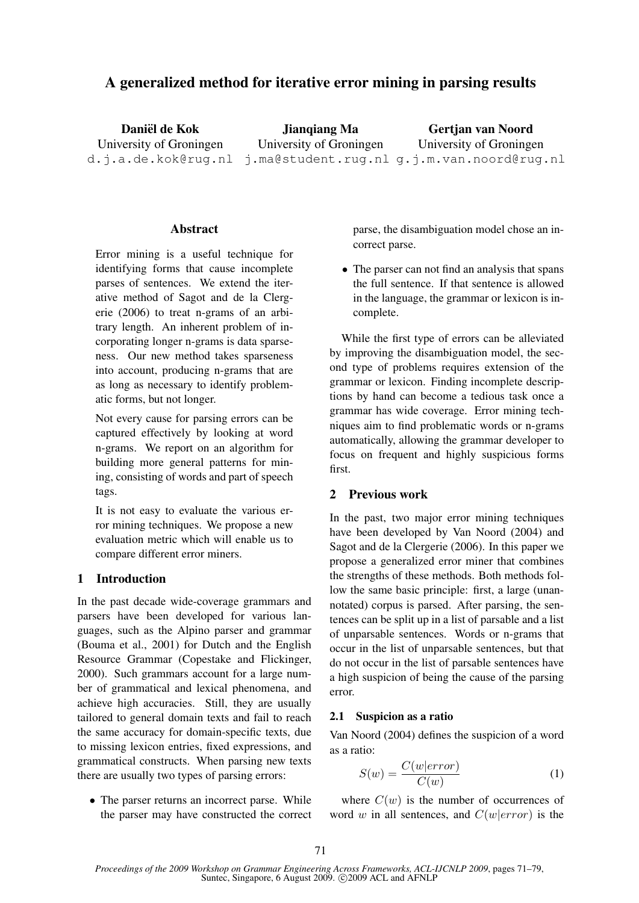# A generalized method for iterative error mining in parsing results

**Daniël de Kok**
University of Groningen
d.j.a.de.kok@rug.nl

**Jianqiang Ma**
University of Groningen
j.ma@student.rug.nl

**Gertjan van Noord**
University of Groningen
g.j.m.van.noord@rug.nl

## Abstract

Error mining is a useful technique for identifying forms that cause incomplete parses of sentences. We extend the iterative method of Sagot and de la Clergerie (2006) to treat n-grams of an arbitrary length. An inherent problem of incorporating longer n-grams is data sparseness. Our new method takes sparseness into account, producing n-grams that are as long as necessary to identify problematic forms, but not longer.

Not every cause for parsing errors can be captured effectively by looking at word n-grams. We report on an algorithm for building more general patterns for mining, consisting of words and part of speech tags.

It is not easy to evaluate the various error mining techniques. We propose a new evaluation metric which will enable us to compare different error miners.

## 1 Introduction

In the past decade wide-coverage grammars and parsers have been developed for various languages, such as the Alpino parser and grammar (Bouma et al., 2001) for Dutch and the English Resource Grammar (Copestake and Flickinger, 2000). Such grammars account for a large number of grammatical and lexical phenomena, and achieve high accuracies. Still, they are usually tailored to general domain texts and fail to reach the same accuracy for domain-specific texts, due to missing lexicon entries, fixed expressions, and grammatical constructs. When parsing new texts there are usually two types of parsing errors:

- The parser returns an incorrect parse. While the parser may have constructed the correct parse, the disambiguation model chose an incorrect parse.
- The parser can not find an analysis that spans the full sentence. If that sentence is allowed in the language, the grammar or lexicon is incomplete.

While the first type of errors can be alleviated by improving the disambiguation model, the second type of problems requires extension of the grammar or lexicon. Finding incomplete descriptions by hand can become a tedious task once a grammar has wide coverage. Error mining techniques aim to find problematic words or n-grams automatically, allowing the grammar developer to focus on frequent and highly suspicious forms first.

## 2 Previous work

In the past, two major error mining techniques have been developed by Van Noord (2004) and Sagot and de la Clergerie (2006). In this paper we propose a generalized error miner that combines the strengths of these methods. Both methods follow the same basic principle: first, a large (unannotated) corpus is parsed. After parsing, the sentences can be split up in a list of parsable and a list of unparsable sentences. Words or n-grams that occur in the list of unparsable sentences, but that do not occur in the list of parsable sentences have a high suspicion of being the cause of the parsing error.

### 2.1 Suspicion as a ratio

Van Noord (2004) defines the suspicion of a word as a ratio:

$$S(w) = \frac{C(w|error)}{C(w)} \tag{1}$$

where $C(w)$ is the number of occurrences of word $w$ in all sentences, and $C(w|error)$ is the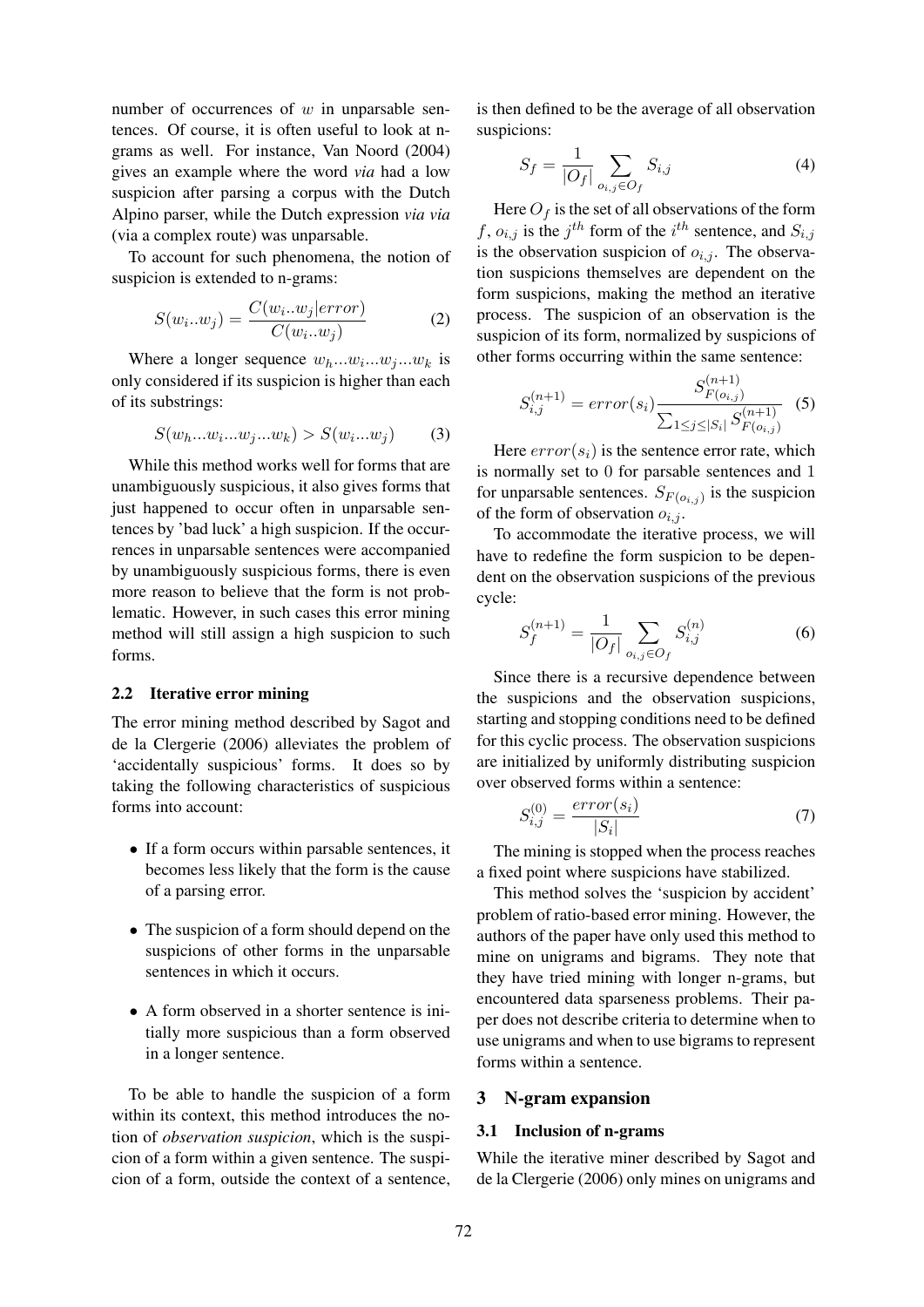number of occurrences of $w$ in unparsable sentences. Of course, it is often useful to look at n-grams as well. For instance, Van Noord (2004) gives an example where the word *via* had a low suspicion after parsing a corpus with the Dutch Alpino parser, while the Dutch expression *via via* (via a complex route) was unparsable.

To account for such phenomena, the notion of suspicion is extended to n-grams:

$$S(w_i..w_j) = \frac{C(w_i..w_j|error)}{C(w_i..w_j)} \tag{2}$$

Where a longer sequence $w_h...w_i...w_j...w_k$ is only considered if its suspicion is higher than each of its substrings:

$$S(w_h...w_i...w_j...w_k) > S(w_i...w_j) \tag{3}$$

While this method works well for forms that are unambiguously suspicious, it also gives forms that just happened to occur often in unparsable sentences by 'bad luck' a high suspicion. If the occurrences in unparsable sentences were accompanied by unambiguously suspicious forms, there is even more reason to believe that the form is not problematic. However, in such cases this error mining method will still assign a high suspicion to such forms.

## 2.2 Iterative error mining

The error mining method described by Sagot and de la Clergerie (2006) alleviates the problem of 'accidentally suspicious' forms. It does so by taking the following characteristics of suspicious forms into account:

- If a form occurs within parsable sentences, it becomes less likely that the form is the cause of a parsing error.
- The suspicion of a form should depend on the suspicions of other forms in the unparsable sentences in which it occurs.
- A form observed in a shorter sentence is initially more suspicious than a form observed in a longer sentence.

To be able to handle the suspicion of a form within its context, this method introduces the notion of *observation suspicion*, which is the suspicion of a form within a given sentence. The suspicion of a form, outside the context of a sentence, is then defined to be the average of all observation suspicions:

$$S_f = \frac{1}{|O_f|} \sum_{o_{i,j} \in O_f} S_{i,j} \tag{4}$$

Here $O_f$ is the set of all observations of the form $f$, $o_{i,j}$ is the $j^{th}$ form of the $i^{th}$ sentence, and $S_{i,j}$ is the observation suspicion of $o_{i,j}$. The observation suspicions themselves are dependent on the form suspicions, making the method an iterative process. The suspicion of an observation is the suspicion of its form, normalized by suspicions of other forms occurring within the same sentence:

$$S_{i,j}^{(n+1)} = error(s_i) \frac{S_{F(o_{i,j})}^{(n+1)}}{\sum_{1 \leq j \leq |S_i|} S_{F(o_{i,j})}^{(n+1)}} \tag{5}$$

Here $error(s_i)$ is the sentence error rate, which is normally set to 0 for parsable sentences and 1 for unparsable sentences. $S_{F(o_{i,j})}$ is the suspicion of the form of observation $o_{i,j}$.

To accommodate the iterative process, we will have to redefine the form suspicion to be dependent on the observation suspicions of the previous cycle:

$$S_f^{(n+1)} = \frac{1}{|O_f|} \sum_{o_{i,j} \in O_f} S_{i,j}^{(n)} \tag{6}$$

Since there is a recursive dependence between the suspicions and the observation suspicions, starting and stopping conditions need to be defined for this cyclic process. The observation suspicions are initialized by uniformly distributing suspicion over observed forms within a sentence:

$$S_{i,j}^{(0)} = \frac{error(s_i)}{|S_i|} \tag{7}$$

The mining is stopped when the process reaches a fixed point where suspicions have stabilized.

This method solves the 'suspicion by accident' problem of ratio-based error mining. However, the authors of the paper have only used this method to mine on unigrams and bigrams. They note that they have tried mining with longer n-grams, but encountered data sparseness problems. Their paper does not describe criteria to determine when to use unigrams and when to use bigrams to represent forms within a sentence.

# 3 N-gram expansion

## 3.1 Inclusion of n-grams

While the iterative miner described by Sagot and de la Clergerie (2006) only mines on unigrams and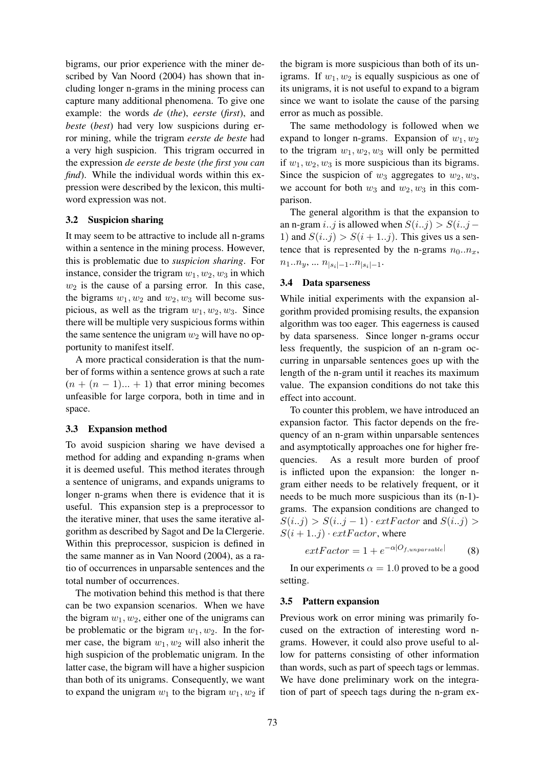bigrams, our prior experience with the miner described by Van Noord (2004) has shown that including longer n-grams in the mining process can capture many additional phenomena. To give one example: the words *de* (*the*), *eerste* (*first*), and *beste* (*best*) had very low suspicions during error mining, while the trigram *eerste de beste* had a very high suspicion. This trigram occurred in the expression *de eerste de beste* (*the first you can find*). While the individual words within this expression were described by the lexicon, this multiword expression was not.

### 3.2 Suspicion sharing

It may seem to be attractive to include all n-grams within a sentence in the mining process. However, this is problematic due to *suspicion sharing*. For instance, consider the trigram $w_1, w_2, w_3$ in which $w_2$ is the cause of a parsing error. In this case, the bigrams $w_1, w_2$ and $w_2, w_3$ will become suspicious, as well as the trigram $w_1, w_2, w_3$. Since there will be multiple very suspicious forms within the same sentence the unigram $w_2$ will have no opportunity to manifest itself.

A more practical consideration is that the number of forms within a sentence grows at such a rate $(n + (n-1)... + 1)$ that error mining becomes unfeasible for large corpora, both in time and in space.

### 3.3 Expansion method

To avoid suspicion sharing we have devised a method for adding and expanding n-grams when it is deemed useful. This method iterates through a sentence of unigrams, and expands unigrams to longer n-grams when there is evidence that it is useful. This expansion step is a preprocessor to the iterative miner, that uses the same iterative algorithm as described by Sagot and De la Clergerie. Within this preprocessor, suspicion is defined in the same manner as in Van Noord (2004), as a ratio of occurrences in unparsable sentences and the total number of occurrences.

The motivation behind this method is that there can be two expansion scenarios. When we have the bigram $w_1, w_2$, either one of the unigrams can be problematic or the bigram $w_1, w_2$. In the former case, the bigram $w_1, w_2$ will also inherit the high suspicion of the problematic unigram. In the latter case, the bigram will have a higher suspicion than both of its unigrams. Consequently, we want to expand the unigram $w_1$ to the bigram $w_1, w_2$ if the bigram is more suspicious than both of its unigrams. If $w_1, w_2$ is equally suspicious as one of its unigrams, it is not useful to expand to a bigram since we want to isolate the cause of the parsing error as much as possible.

The same methodology is followed when we expand to longer n-grams. Expansion of $w_1, w_2$ to the trigram $w_1, w_2, w_3$ will only be permitted if $w_1, w_2, w_3$ is more suspicious than its bigrams. Since the suspicion of $w_3$ aggregates to $w_2, w_3$, we account for both $w_3$ and $w_2, w_3$ in this comparison.

The general algorithm is that the expansion to an n-gram $i..j$ is allowed when $S(i..j) > S(i..j-1)$ and $S(i..j) > S(i+1..j)$. This gives us a sentence that is represented by the n-grams $n_0..n_x$, $n_1..n_y$, ... $n_{|s_i|-1}..n_{|s_i|-1}$.

### 3.4 Data sparseness

While initial experiments with the expansion algorithm provided promising results, the expansion algorithm was too eager. This eagerness is caused by data sparseness. Since longer n-grams occur less frequently, the suspicion of an n-gram occurring in unparsable sentences goes up with the length of the n-gram until it reaches its maximum value. The expansion conditions do not take this effect into account.

To counter this problem, we have introduced an expansion factor. This factor depends on the frequency of an n-gram within unparsable sentences and asymptotically approaches one for higher frequencies. As a result more burden of proof is inflicted upon the expansion: the longer n-gram either needs to be relatively frequent, or it needs to be much more suspicious than its (n-1)-grams. The expansion conditions are changed to $S(i..j) > S(i..j-1) \cdot extFactor$ and $S(i..j) > S(i+1..j) \cdot extFactor$, where

$$extFactor = 1 + e^{-\alpha |O_{f,unparsable}|} \quad (8)$$

In our experiments $\alpha = 1.0$ proved to be a good setting.

### 3.5 Pattern expansion

Previous work on error mining was primarily focused on the extraction of interesting word n-grams. However, it could also prove useful to allow for patterns consisting of other information than words, such as part of speech tags or lemmas. We have done preliminary work on the integration of part of speech tags during the n-gram ex-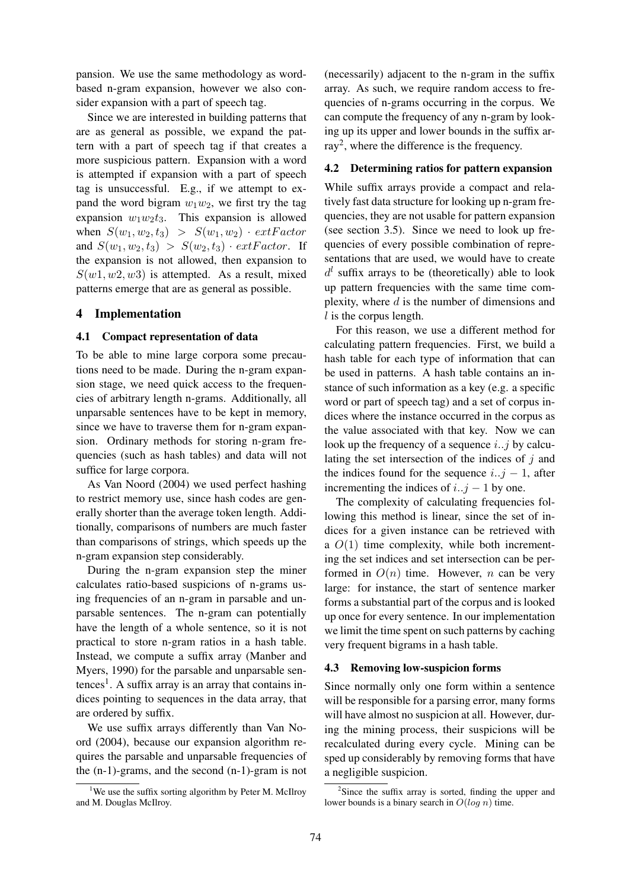pansion. We use the same methodology as word-based n-gram expansion, however we also consider expansion with a part of speech tag.

Since we are interested in building patterns that are as general as possible, we expand the pattern with a part of speech tag if that creates a more suspicious pattern. Expansion with a word is attempted if expansion with a part of speech tag is unsuccessful. E.g., if we attempt to expand the word bigram $w_1 w_2$, we first try the tag expansion $w_1 w_2 t_3$. This expansion is allowed when $S(w_1, w_2, t_3) > S(w_1, w_2) \cdot extFactor$ and $S(w_1, w_2, t_3) > S(w_2, t_3) \cdot extFactor$. If the expansion is not allowed, then expansion to $S(w1, w2, w3)$ is attempted. As a result, mixed patterns emerge that are as general as possible.

## 4 Implementation

### 4.1 Compact representation of data

To be able to mine large corpora some precautions need to be made. During the n-gram expansion stage, we need quick access to the frequencies of arbitrary length n-grams. Additionally, all unparsable sentences have to be kept in memory, since we have to traverse them for n-gram expansion. Ordinary methods for storing n-gram frequencies (such as hash tables) and data will not suffice for large corpora.

As Van Noord (2004) we used perfect hashing to restrict memory use, since hash codes are generally shorter than the average token length. Additionally, comparisons of numbers are much faster than comparisons of strings, which speeds up the n-gram expansion step considerably.

During the n-gram expansion step the miner calculates ratio-based suspicions of n-grams using frequencies of an n-gram in parsable and unparsable sentences. The n-gram can potentially have the length of a whole sentence, so it is not practical to store n-gram ratios in a hash table. Instead, we compute a suffix array (Manber and Myers, 1990) for the parsable and unparsable sentences[1]. A suffix array is an array that contains indices pointing to sequences in the data array, that are ordered by suffix.

We use suffix arrays differently than Van Noord (2004), because our expansion algorithm requires the parsable and unparsable frequencies of the (n-1)-grams, and the second (n-1)-gram is not (necessarily) adjacent to the n-gram in the suffix array. As such, we require random access to frequencies of n-grams occurring in the corpus. We can compute the frequency of any n-gram by looking up its upper and lower bounds in the suffix array[2], where the difference is the frequency.

### 4.2 Determining ratios for pattern expansion

While suffix arrays provide a compact and relatively fast data structure for looking up n-gram frequencies, they are not usable for pattern expansion (see section 3.5). Since we need to look up frequencies of every possible combination of representations that are used, we would have to create $d^l$ suffix arrays to be (theoretically) able to look up pattern frequencies with the same time complexity, where $d$ is the number of dimensions and $l$ is the corpus length.

For this reason, we use a different method for calculating pattern frequencies. First, we build a hash table for each type of information that can be used in patterns. A hash table contains an instance of such information as a key (e.g. a specific word or part of speech tag) and a set of corpus indices where the instance occurred in the corpus as the value associated with that key. Now we can look up the frequency of a sequence $i..j$ by calculating the set intersection of the indices of $j$ and the indices found for the sequence $i..j-1$, after incrementing the indices of $i..j-1$ by one.

The complexity of calculating frequencies following this method is linear, since the set of indices for a given instance can be retrieved with a $O(1)$ time complexity, while both incrementing the set indices and set intersection can be performed in $O(n)$ time. However, $n$ can be very large: for instance, the start of sentence marker forms a substantial part of the corpus and is looked up once for every sentence. In our implementation we limit the time spent on such patterns by caching very frequent bigrams in a hash table.

### 4.3 Removing low-suspicion forms

Since normally only one form within a sentence will be responsible for a parsing error, many forms will have almost no suspicion at all. However, during the mining process, their suspicions will be recalculated during every cycle. Mining can be sped up considerably by removing forms that have a negligible suspicion.

[1] We use the suffix sorting algorithm by Peter M. McIlroy and M. Douglas McIlroy.

[2] Since the suffix array is sorted, finding the upper and lower bounds is a binary search in $O(log\ n)$ time.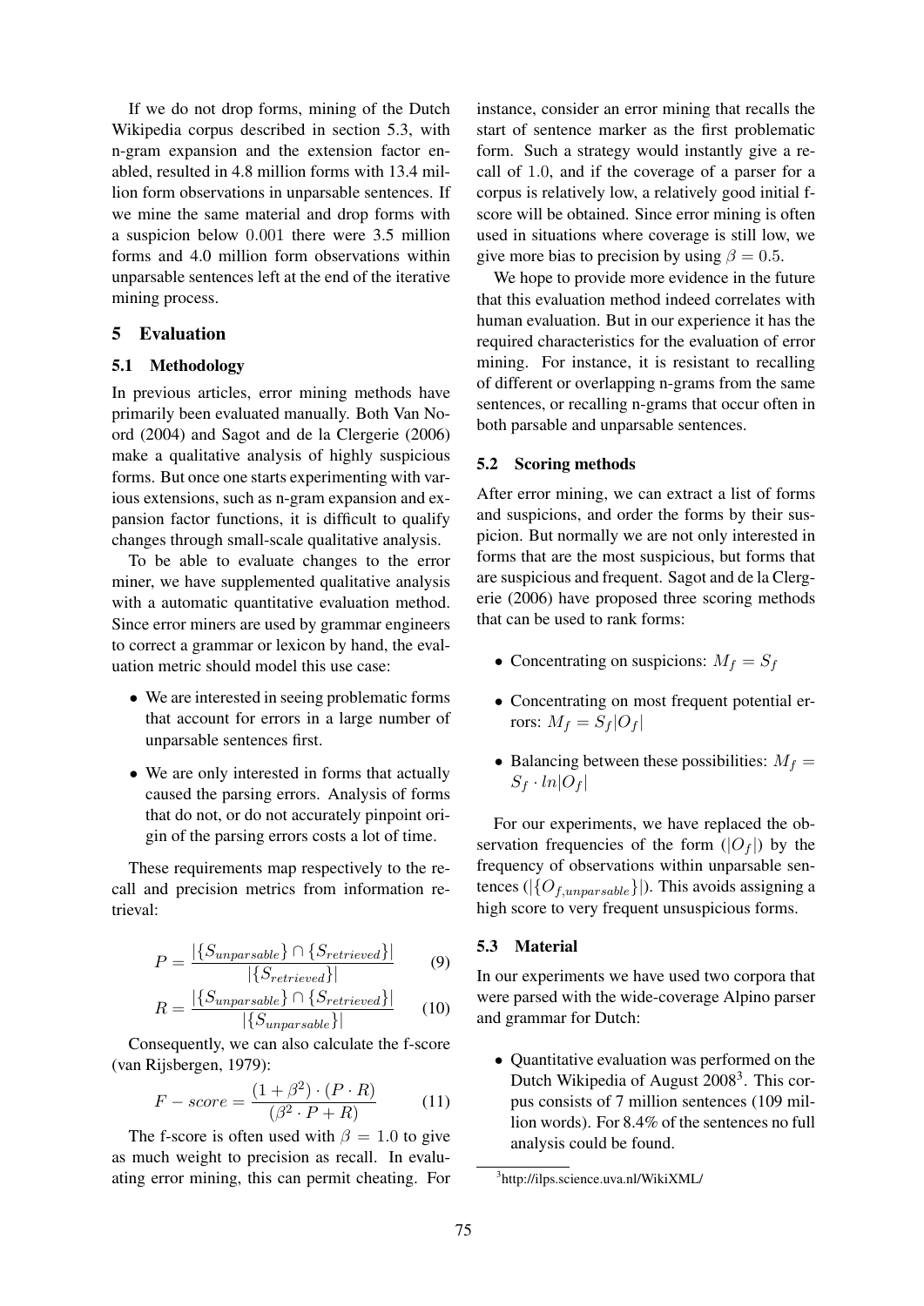If we do not drop forms, mining of the Dutch Wikipedia corpus described in section 5.3, with n-gram expansion and the extension factor enabled, resulted in 4.8 million forms with 13.4 million form observations in unparsable sentences. If we mine the same material and drop forms with a suspicion below 0.001 there were 3.5 million forms and 4.0 million form observations within unparsable sentences left at the end of the iterative mining process.

## 5 Evaluation

### 5.1 Methodology

In previous articles, error mining methods have primarily been evaluated manually. Both Van Noord (2004) and Sagot and de la Clergerie (2006) make a qualitative analysis of highly suspicious forms. But once one starts experimenting with various extensions, such as n-gram expansion and expansion factor functions, it is difficult to qualify changes through small-scale qualitative analysis.

To be able to evaluate changes to the error miner, we have supplemented qualitative analysis with a automatic quantitative evaluation method. Since error miners are used by grammar engineers to correct a grammar or lexicon by hand, the evaluation metric should model this use case:

- We are interested in seeing problematic forms that account for errors in a large number of unparsable sentences first.
- We are only interested in forms that actually caused the parsing errors. Analysis of forms that do not, or do not accurately pinpoint origin of the parsing errors costs a lot of time.

These requirements map respectively to the recall and precision metrics from information retrieval:

$$P = \frac{|\{S_{unparsable}\} \cap \{S_{retrieved}\}|}{|\{S_{retrieved}\}|} \quad (9)$$

$$R = \frac{|\{S_{unparsable}\} \cap \{S_{retrieved}\}|}{|\{S_{unparsable}\}|} \quad (10)$$

Consequently, we can also calculate the f-score (van Rijsbergen, 1979):

$$F - score = \frac{(1 + \beta^2) \cdot (P \cdot R)}{(\beta^2 \cdot P + R)} \quad (11)$$

The f-score is often used with $\beta = 1.0$ to give as much weight to precision as recall. In evaluating error mining, this can permit cheating. For instance, consider an error mining that recalls the start of sentence marker as the first problematic form. Such a strategy would instantly give a recall of 1.0, and if the coverage of a parser for a corpus is relatively low, a relatively good initial f-score will be obtained. Since error mining is often used in situations where coverage is still low, we give more bias to precision by using $\beta = 0.5$.

We hope to provide more evidence in the future that this evaluation method indeed correlates with human evaluation. But in our experience it has the required characteristics for the evaluation of error mining. For instance, it is resistant to recalling of different or overlapping n-grams from the same sentences, or recalling n-grams that occur often in both parsable and unparsable sentences.

### 5.2 Scoring methods

After error mining, we can extract a list of forms and suspicions, and order the forms by their suspicion. But normally we are not only interested in forms that are the most suspicious, but forms that are suspicious and frequent. Sagot and de la Clergerie (2006) have proposed three scoring methods that can be used to rank forms:

- Concentrating on suspicions: $M_f = S_f$
- Concentrating on most frequent potential errors: $M_f = S_f|O_f|$
- Balancing between these possibilities: $M_f = S_f \cdot ln|O_f|$

For our experiments, we have replaced the observation frequencies of the form ($|O_f|$) by the frequency of observations within unparsable sentences ($|\{O_{f,unparsable}\}|$). This avoids assigning a high score to very frequent unsuspicious forms.

### 5.3 Material

In our experiments we have used two corpora that were parsed with the wide-coverage Alpino parser and grammar for Dutch:

- Quantitative evaluation was performed on the Dutch Wikipedia of August 2008[3]. This corpus consists of 7 million sentences (109 million words). For 8.4% of the sentences no full analysis could be found.

[3] http://ilps.science.uva.nl/WikiXML/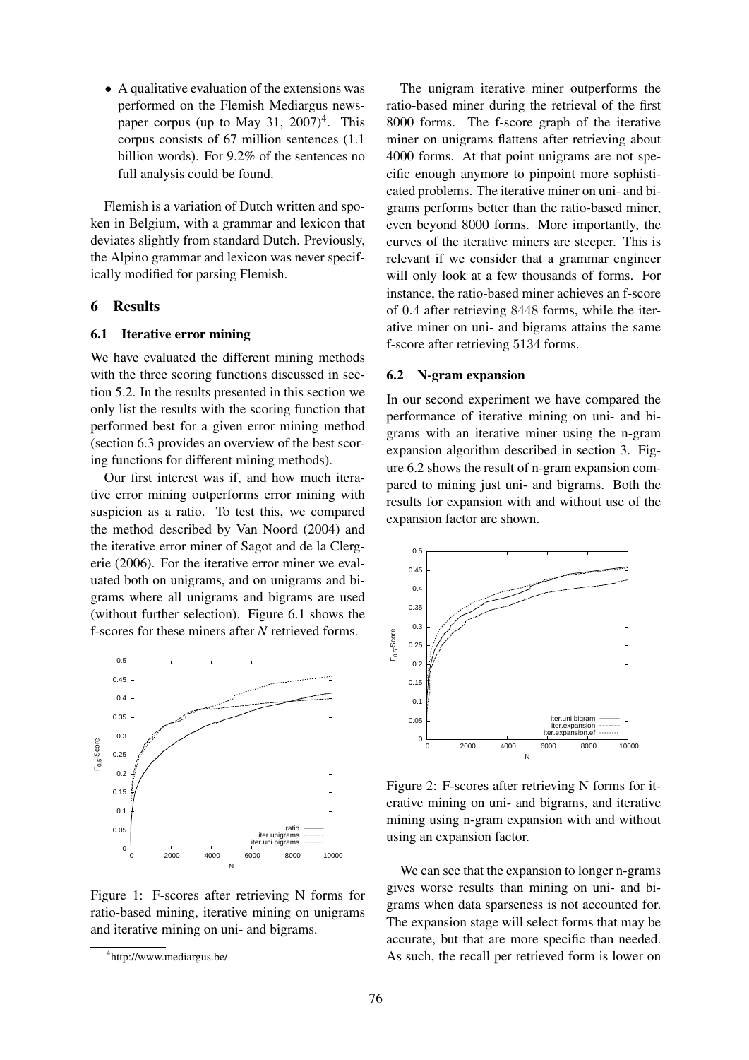- A qualitative evaluation of the extensions was performed on the Flemish Mediargus newspaper corpus (up to May 31, 2007)[4]. This corpus consists of 67 million sentences (1.1 billion words). For 9.2% of the sentences no full analysis could be found.

Flemish is a variation of Dutch written and spoken in Belgium, with a grammar and lexicon that deviates slightly from standard Dutch. Previously, the Alpino grammar and lexicon was never specifically modified for parsing Flemish.

## 6 Results

### 6.1 Iterative error mining

We have evaluated the different mining methods with the three scoring functions discussed in section 5.2. In the results presented in this section we only list the results with the scoring function that performed best for a given error mining method (section 6.3 provides an overview of the best scoring functions for different mining methods).

Our first interest was if, and how much iterative error mining outperforms error mining with suspicion as a ratio. To test this, we compared the method described by Van Noord (2004) and the iterative error miner of Sagot and de la Clergerie (2006). For the iterative error miner we evaluated both on unigrams, and on unigrams and bigrams where all unigrams and bigrams are used (without further selection). Figure 6.1 shows the f-scores for these miners after *N* retrieved forms.

Figure 1: F-scores after retrieving N forms for ratio-based mining, iterative mining on unigrams and iterative mining on uni- and bigrams.

The unigram iterative miner outperforms the ratio-based miner during the retrieval of the first 8000 forms. The f-score graph of the iterative miner on unigrams flattens after retrieving about 4000 forms. At that point unigrams are not specific enough anymore to pinpoint more sophisticated problems. The iterative miner on uni- and bigrams performs better than the ratio-based miner, even beyond 8000 forms. More importantly, the curves of the iterative miners are steeper. This is relevant if we consider that a grammar engineer will only look at a few thousands of forms. For instance, the ratio-based miner achieves an f-score of 0.4 after retrieving 8448 forms, while the iterative miner on uni- and bigrams attains the same f-score after retrieving 5134 forms.

### 6.2 N-gram expansion

In our second experiment we have compared the performance of iterative mining on uni- and bigrams with an iterative miner using the n-gram expansion algorithm described in section 3. Figure 6.2 shows the result of n-gram expansion compared to mining just uni- and bigrams. Both the results for expansion with and without use of the expansion factor are shown.

Figure 2: F-scores after retrieving N forms for iterative mining on uni- and bigrams, and iterative mining using n-gram expansion with and without using an expansion factor.

We can see that the expansion to longer n-grams gives worse results than mining on uni- and bigrams when data sparseness is not accounted for. The expansion stage will select forms that may be accurate, but that are more specific than needed. As such, the recall per retrieved form is lower on

[4] http://www.mediargus.be/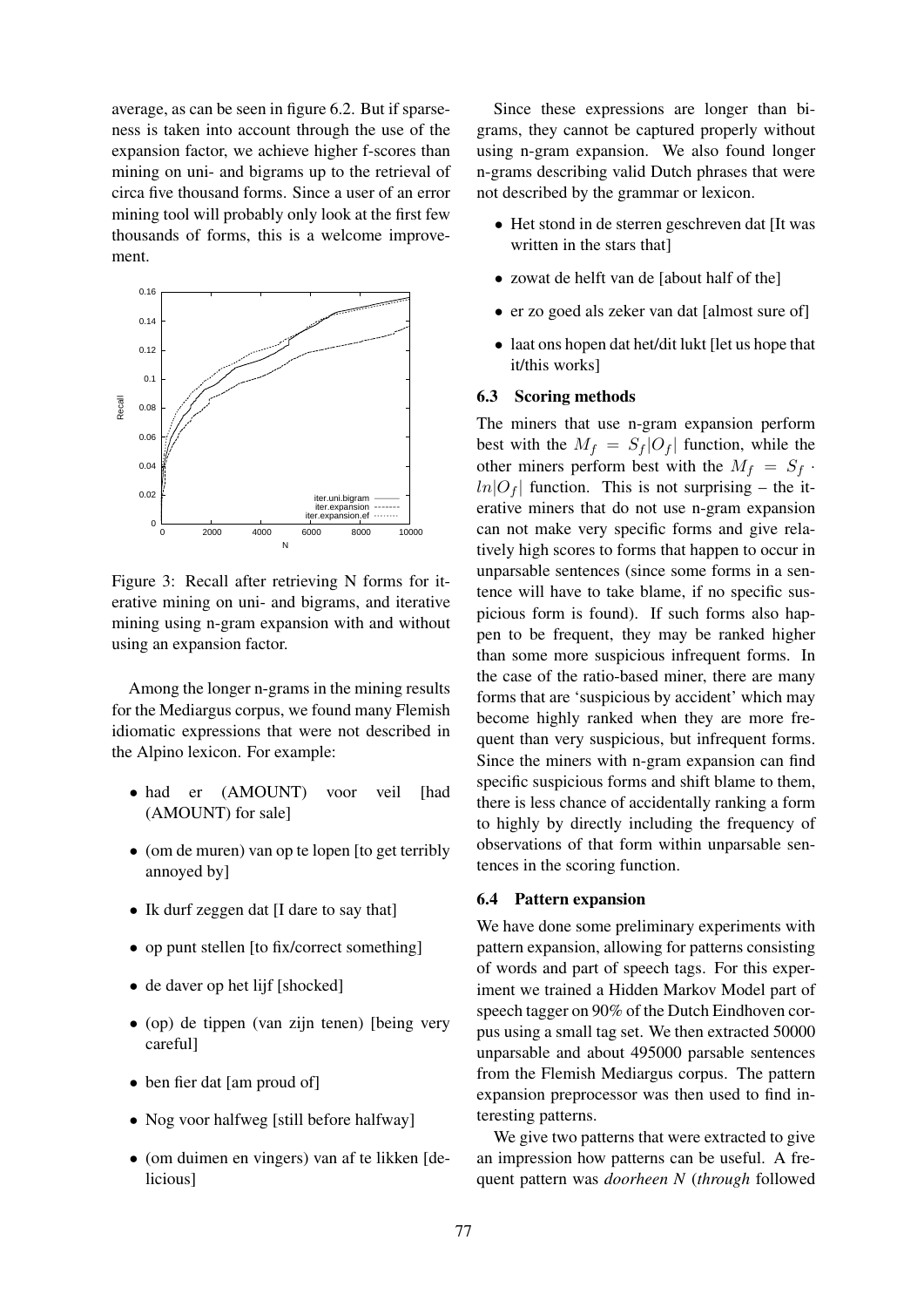average, as can be seen in figure 6.2. But if sparseness is taken into account through the use of the expansion factor, we achieve higher f-scores than mining on uni- and bigrams up to the retrieval of circa five thousand forms. Since a user of an error mining tool will probably only look at the first few thousands of forms, this is a welcome improvement.

Figure 3: Recall after retrieving N forms for iterative mining on uni- and bigrams, and iterative mining using n-gram expansion with and without using an expansion factor.

Among the longer n-grams in the mining results for the Mediargus corpus, we found many Flemish idiomatic expressions that were not described in the Alpino lexicon. For example:

- had er (AMOUNT) voor veil [had (AMOUNT) for sale]
- (om de muren) van op te lopen [to get terribly annoyed by]
- Ik durf zeggen dat [I dare to say that]
- op punt stellen [to fix/correct something]
- de daver op het lijf [shocked]
- (op) de tippen (van zijn tenen) [being very careful]
- ben fier dat [am proud of]
- Nog voor halfweg [still before halfway]
- (om duimen en vingers) van af te likken [delicious]

Since these expressions are longer than bigrams, they cannot be captured properly without using n-gram expansion. We also found longer n-grams describing valid Dutch phrases that were not described by the grammar or lexicon.

- Het stond in de sterren geschreven dat [It was written in the stars that]
- zowat de helft van de [about half of the]
- er zo goed als zeker van dat [almost sure of]
- laat ons hopen dat het/dit lukt [let us hope that it/this works]

### 6.3 Scoring methods

The miners that use n-gram expansion perform best with the $M_f = S_f|O_f|$ function, while the other miners perform best with the $M_f = S_f \cdot ln|O_f|$ function. This is not surprising – the iterative miners that do not use n-gram expansion can not make very specific forms and give relatively high scores to forms that happen to occur in unparsable sentences (since some forms in a sentence will have to take blame, if no specific suspicious form is found). If such forms also happen to be frequent, they may be ranked higher than some more suspicious infrequent forms. In the case of the ratio-based miner, there are many forms that are 'suspicious by accident' which may become highly ranked when they are more frequent than very suspicious, but infrequent forms. Since the miners with n-gram expansion can find specific suspicious forms and shift blame to them, there is less chance of accidentally ranking a form to highly by directly including the frequency of observations of that form within unparsable sentences in the scoring function.

### 6.4 Pattern expansion

We have done some preliminary experiments with pattern expansion, allowing for patterns consisting of words and part of speech tags. For this experiment we trained a Hidden Markov Model part of speech tagger on 90% of the Dutch Eindhoven corpus using a small tag set. We then extracted 50000 unparsable and about 495000 parsable sentences from the Flemish Mediargus corpus. The pattern expansion preprocessor was then used to find interesting patterns.

We give two patterns that were extracted to give an impression how patterns can be useful. A frequent pattern was *doorheen N* (*through* followed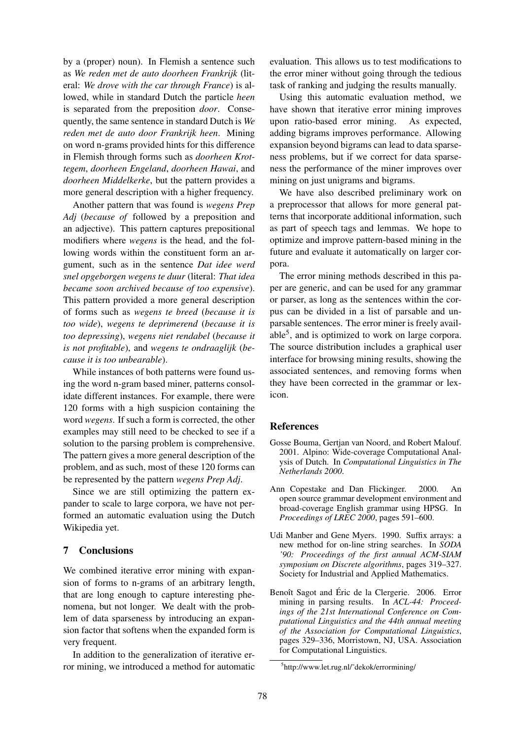by a (proper) noun). In Flemish a sentence such as *We reden met de auto doorheen Frankrijk* (literal: *We drove with the car through France*) is allowed, while in standard Dutch the particle *heen* is separated from the preposition *door*. Consequently, the same sentence in standard Dutch is *We reden met de auto door Frankrijk heen*. Mining on word n-grams provided hints for this difference in Flemish through forms such as *doorheen Krottegem*, *doorheen Engeland*, *doorheen Hawai*, and *doorheen Middelkerke*, but the pattern provides a more general description with a higher frequency.

Another pattern that was found is *wegens Prep Adj* (*because of* followed by a preposition and an adjective). This pattern captures prepositional modifiers where *wegens* is the head, and the following words within the constituent form an argument, such as in the sentence *Dat idee werd snel opgeborgen wegens te duur* (literal: *That idea became soon archived because of too expensive*). This pattern provided a more general description of forms such as *wegens te breed* (*because it is too wide*), *wegens te deprimerend* (*because it is too depressing*), *wegens niet rendabel* (*because it is not profitable*), and *wegens te ondraaglijk* (*because it is too unbearable*).

While instances of both patterns were found using the word n-gram based miner, patterns consolidate different instances. For example, there were 120 forms with a high suspicion containing the word *wegens*. If such a form is corrected, the other examples may still need to be checked to see if a solution to the parsing problem is comprehensive. The pattern gives a more general description of the problem, and as such, most of these 120 forms can be represented by the pattern *wegens Prep Adj*.

Since we are still optimizing the pattern expander to scale to large corpora, we have not performed an automatic evaluation using the Dutch Wikipedia yet.

## 7 Conclusions

We combined iterative error mining with expansion of forms to n-grams of an arbitrary length, that are long enough to capture interesting phenomena, but not longer. We dealt with the problem of data sparseness by introducing an expansion factor that softens when the expanded form is very frequent.

In addition to the generalization of iterative error mining, we introduced a method for automatic evaluation. This allows us to test modifications to the error miner without going through the tedious task of ranking and judging the results manually.

Using this automatic evaluation method, we have shown that iterative error mining improves upon ratio-based error mining. As expected, adding bigrams improves performance. Allowing expansion beyond bigrams can lead to data sparseness problems, but if we correct for data sparseness the performance of the miner improves over mining on just unigrams and bigrams.

We have also described preliminary work on a preprocessor that allows for more general patterns that incorporate additional information, such as part of speech tags and lemmas. We hope to optimize and improve pattern-based mining in the future and evaluate it automatically on larger corpora.

The error mining methods described in this paper are generic, and can be used for any grammar or parser, as long as the sentences within the corpus can be divided in a list of parsable and unparsable sentences. The error miner is freely available[5], and is optimized to work on large corpora. The source distribution includes a graphical user interface for browsing mining results, showing the associated sentences, and removing forms when they have been corrected in the grammar or lexicon.

## References

Gosse Bouma, Gertjan van Noord, and Robert Malouf. 2001. Alpino: Wide-coverage Computational Analysis of Dutch. In *Computational Linguistics in The Netherlands 2000*.

Ann Copestake and Dan Flickinger. 2000. An open source grammar development environment and broad-coverage English grammar using HPSG. In *Proceedings of LREC 2000*, pages 591–600.

Udi Manber and Gene Myers. 1990. Suffix arrays: a new method for on-line string searches. In *SODA '90: Proceedings of the first annual ACM-SIAM symposium on Discrete algorithms*, pages 319–327. Society for Industrial and Applied Mathematics.

Benoît Sagot and Éric de la Clergerie. 2006. Error mining in parsing results. In *ACL-44: Proceedings of the 21st International Conference on Computational Linguistics and the 44th annual meeting of the Association for Computational Linguistics*, pages 329–336, Morristown, NJ, USA. Association for Computational Linguistics.

[5] http://www.let.rug.nl/˜dekok/errormining/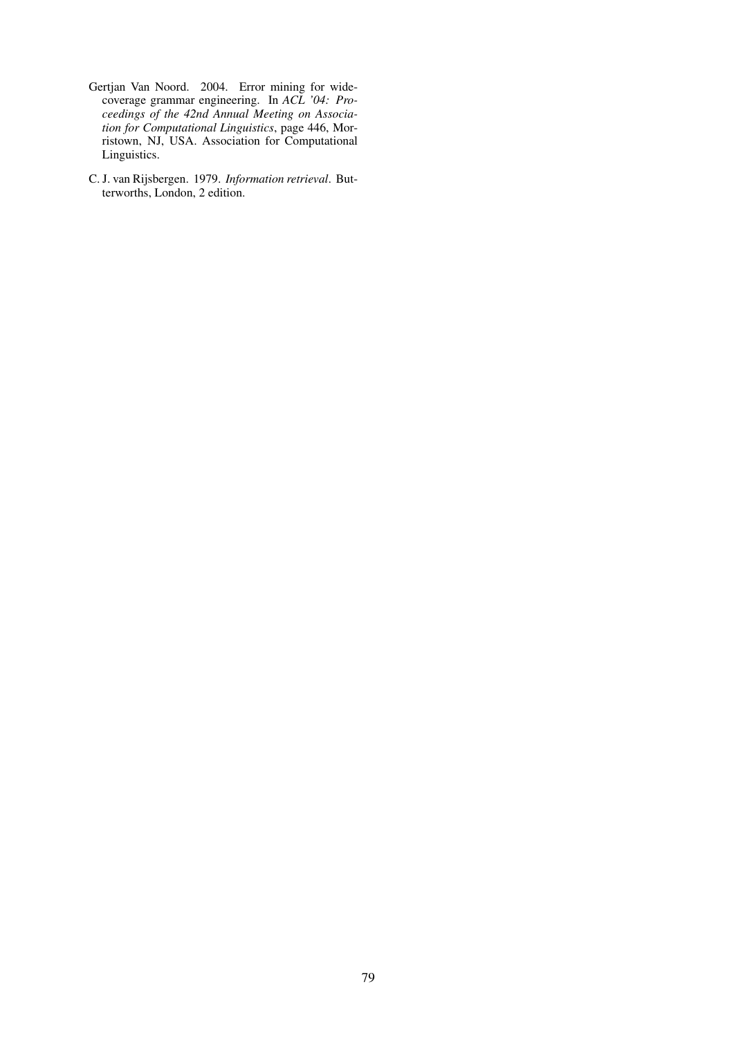Gertjan Van Noord. 2004. Error mining for wide-coverage grammar engineering. In *ACL '04: Proceedings of the 42nd Annual Meeting on Association for Computational Linguistics*, page 446, Morristown, NJ, USA. Association for Computational Linguistics.

C. J. van Rijsbergen. 1979. *Information retrieval*. Butterworths, London, 2 edition.